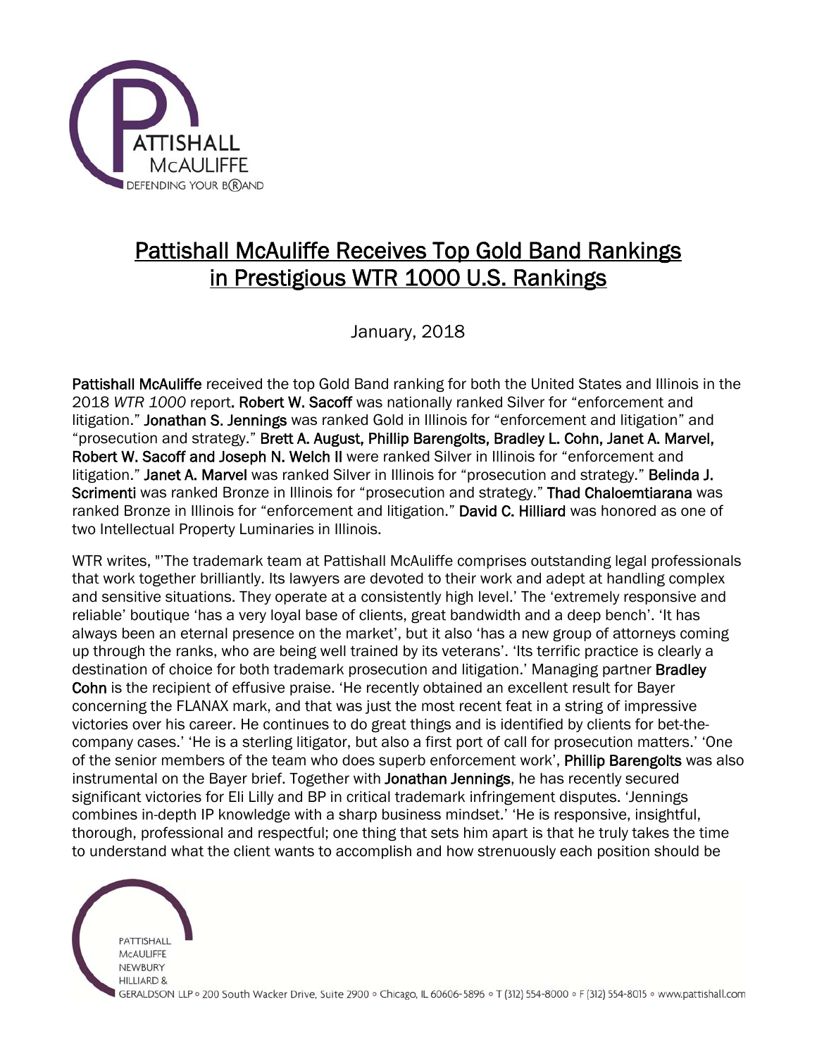# Pattishall McAuliffe Receives Top Gold Band Rankings in Prestigious WTR 1000 U.S. Rankings

January, 2018

**Pattishall McAuliffe** received the top Gold Band ranking for both the United States and Illinois in the 2018 *WTR 1000* report. **Robert W. Sacoff** was nationally ranked Silver for "enforcement and litigation." **Jonathan S. Jennings** was ranked Gold in Illinois for "enforcement and litigation" and "prosecution and strategy." **Brett A. August, Phillip Barengolts, Bradley L. Cohn, Janet A. Marvel, Robert W. Sacoff and Joseph N. Welch II** were ranked Silver in Illinois for "enforcement and litigation." **Janet A. Marvel** was ranked Silver in Illinois for "prosecution and strategy." **Belinda J. Scrimenti** was ranked Bronze in Illinois for "prosecution and strategy." **Thad Chaloemtiarana** was ranked Bronze in Illinois for "enforcement and litigation." **David C. Hilliard** was honored as one of two Intellectual Property Luminaries in Illinois.

WTR writes, "'The trademark team at Pattishall McAuliffe comprises outstanding legal professionals that work together brilliantly. Its lawyers are devoted to their work and adept at handling complex and sensitive situations. They operate at a consistently high level.' The 'extremely responsive and reliable' boutique 'has a very loyal base of clients, great bandwidth and a deep bench'. 'It has always been an eternal presence on the market', but it also 'has a new group of attorneys coming up through the ranks, who are being well trained by its veterans'. 'Its terrific practice is clearly a destination of choice for both trademark prosecution and litigation.' Managing partner **Bradley Cohn** is the recipient of effusive praise. 'He recently obtained an excellent result for Bayer concerning the FLANAX mark, and that was just the most recent feat in a string of impressive victories over his career. He continues to do great things and is identified by clients for bet-the-company cases.' 'He is a sterling litigator, but also a first port of call for prosecution matters.' 'One of the senior members of the team who does superb enforcement work', **Phillip Barengolts** was also instrumental on the Bayer brief. Together with **Jonathan Jennings**, he has recently secured significant victories for Eli Lilly and BP in critical trademark infringement disputes. 'Jennings combines in-depth IP knowledge with a sharp business mindset.' 'He is responsive, insightful, thorough, professional and respectful; one thing that sets him apart is that he truly takes the time to understand what the client wants to accomplish and how strenuously each position should be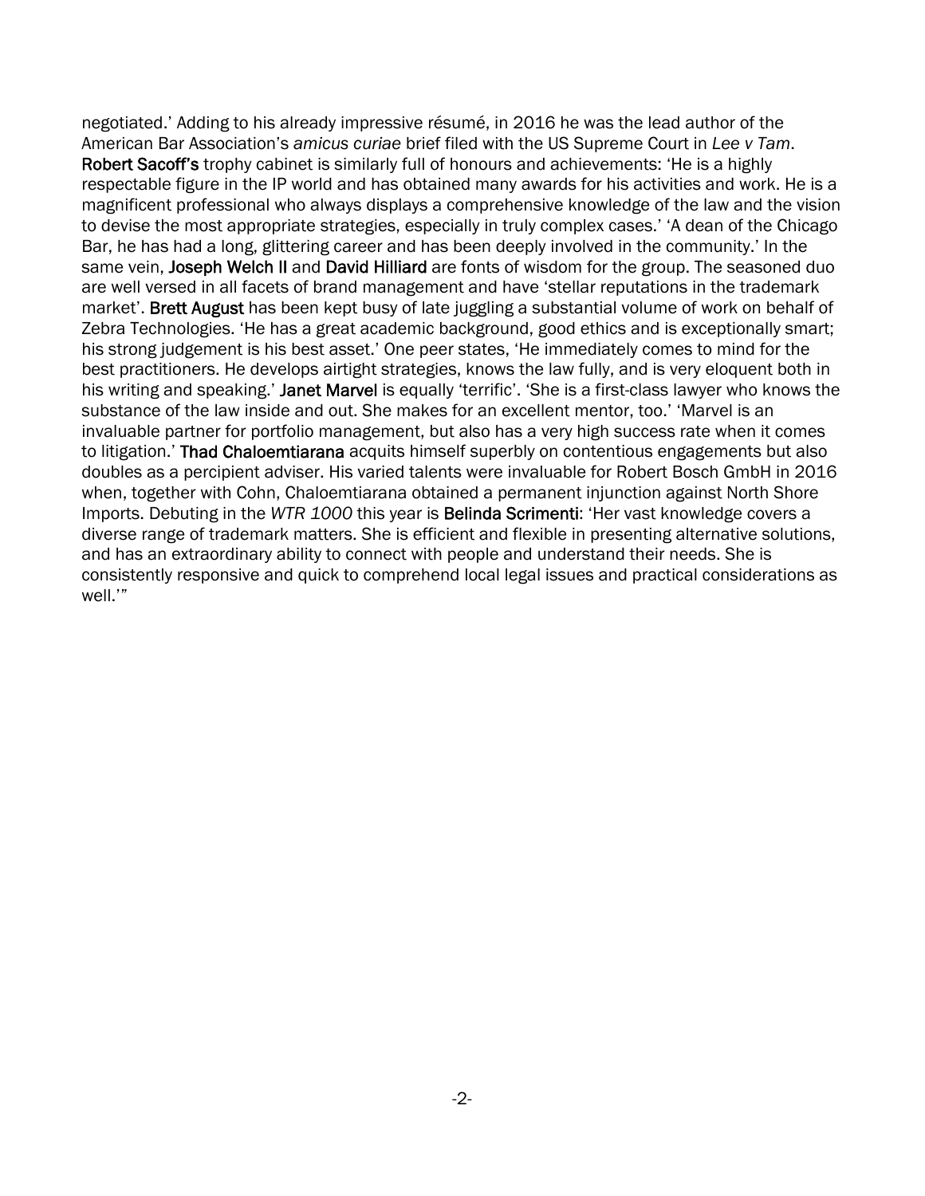negotiated.' Adding to his already impressive résumé, in 2016 he was the lead author of the American Bar Association's *amicus curiae* brief filed with the US Supreme Court in *Lee v Tam*. **Robert Sacoff's** trophy cabinet is similarly full of honours and achievements: 'He is a highly respectable figure in the IP world and has obtained many awards for his activities and work. He is a magnificent professional who always displays a comprehensive knowledge of the law and the vision to devise the most appropriate strategies, especially in truly complex cases.' 'A dean of the Chicago Bar, he has had a long, glittering career and has been deeply involved in the community.' In the same vein, **Joseph Welch II** and **David Hilliard** are fonts of wisdom for the group. The seasoned duo are well versed in all facets of brand management and have 'stellar reputations in the trademark market'. **Brett August** has been kept busy of late juggling a substantial volume of work on behalf of Zebra Technologies. 'He has a great academic background, good ethics and is exceptionally smart; his strong judgement is his best asset.' One peer states, 'He immediately comes to mind for the best practitioners. He develops airtight strategies, knows the law fully, and is very eloquent both in his writing and speaking.' **Janet Marvel** is equally 'terrific'. 'She is a first-class lawyer who knows the substance of the law inside and out. She makes for an excellent mentor, too.' 'Marvel is an invaluable partner for portfolio management, but also has a very high success rate when it comes to litigation.' **Thad Chaloemtiarana** acquits himself superbly on contentious engagements but also doubles as a percipient adviser. His varied talents were invaluable for Robert Bosch GmbH in 2016 when, together with Cohn, Chaloemtiarana obtained a permanent injunction against North Shore Imports. Debuting in the *WTR 1000* this year is **Belinda Scrimenti**: 'Her vast knowledge covers a diverse range of trademark matters. She is efficient and flexible in presenting alternative solutions, and has an extraordinary ability to connect with people and understand their needs. She is consistently responsive and quick to comprehend local legal issues and practical considerations as well.'"